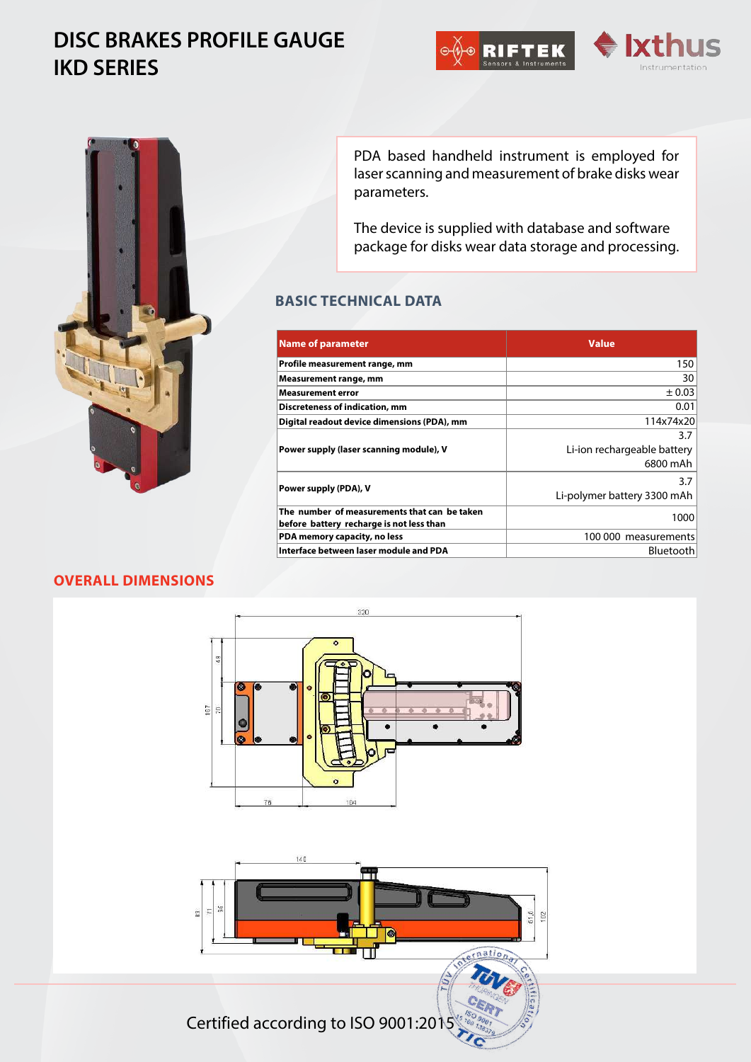# DISC BRAKES PROFILE GAUGE IKD SERIES

PDA based handheld instrument is employed for laser scanning and measurement of brake disks wear parameters.

The device is supplied with database and software package for disks wear data storage and processing.

## BASIC TECHNICAL DATA

| Name of parameter | Value |
|---|---|
| Profile measurement range, mm | 150 |
| Measurement range, mm | 30 |
| Measurement error | ± 0.03 |
| Discreteness of indication, mm | 0.01 |
| Digital readout device dimensions (PDA), mm | 114x74x20 |
| Power supply (laser scanning module), V | 3.7<br>Li-ion rechargeable battery<br>6800 mAh |
| Power supply (PDA), V | 3.7<br>Li-polymer battery 3300 mAh |
| The number of measurements that can be taken before battery recharge is not less than | 1000 |
| PDA memory capacity, no less | 100 000 measurements |
| Interface between laser module and PDA | Bluetooth |

## OVERALL DIMENSIONS

Certified according to ISO 9001:2015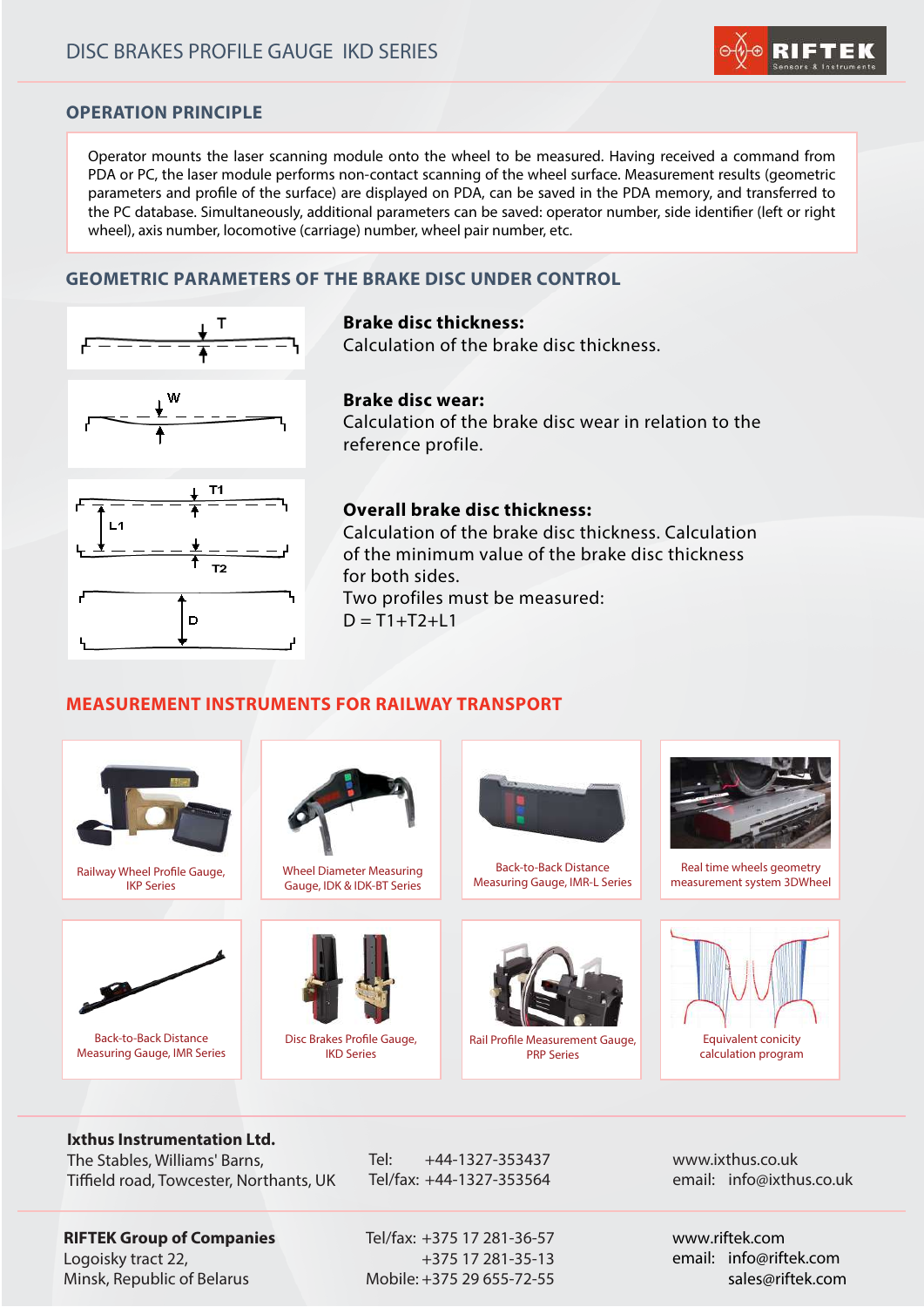# DISC BRAKES PROFILE GAUGE IKD SERIES

## OPERATION PRINCIPLE

Operator mounts the laser scanning module onto the wheel to be measured. Having received a command from PDA or PC, the laser module performs non-contact scanning of the wheel surface. Measurement results (geometric parameters and profile of the surface) are displayed on PDA, can be saved in the PDA memory, and transferred to the PC database. Simultaneously, additional parameters can be saved: operator number, side identifier (left or right wheel), axis number, locomotive (carriage) number, wheel pair number, etc.

## GEOMETRIC PARAMETERS OF THE BRAKE DISC UNDER CONTROL

T

**Brake disc thickness:**
Calculation of the brake disc thickness.

W

**Brake disc wear:**
Calculation of the brake disc wear in relation to the reference profile.

T1
L1
T2
D

**Overall brake disc thickness:**
Calculation of the brake disc thickness. Calculation of the minimum value of the brake disc thickness for both sides.
Two profiles must be measured:
$D = T1+T2+L1$

## MEASUREMENT INSTRUMENTS FOR RAILWAY TRANSPORT

Railway Wheel Profile Gauge, IKP Series

Wheel Diameter Measuring Gauge, IDK & IDK-BT Series

Back-to-Back Distance Measuring Gauge, IMR-L Series

Real time wheels geometry measurement system 3DWheel

Back-to-Back Distance Measuring Gauge, IMR Series

Disc Brakes Profile Gauge, IKD Series

Rail Profile Measurement Gauge, PRP Series

Equivalent conicity calculation program

**Ixthus Instrumentation Ltd.**
The Stables, Williams' Barns,
Tiffield road, Towcester, Northants, UK

Tel: +44-1327-353437
Tel/fax: +44-1327-353564

www.ixthus.co.uk
email: info@ixthus.co.uk

**RIFTEK Group of Companies**
Logoisky tract 22,
Minsk, Republic of Belarus

Tel/fax: +375 17 281-36-57
+375 17 281-35-13
Mobile: +375 29 655-72-55

www.riftek.com
email: info@riftek.com
sales@riftek.com